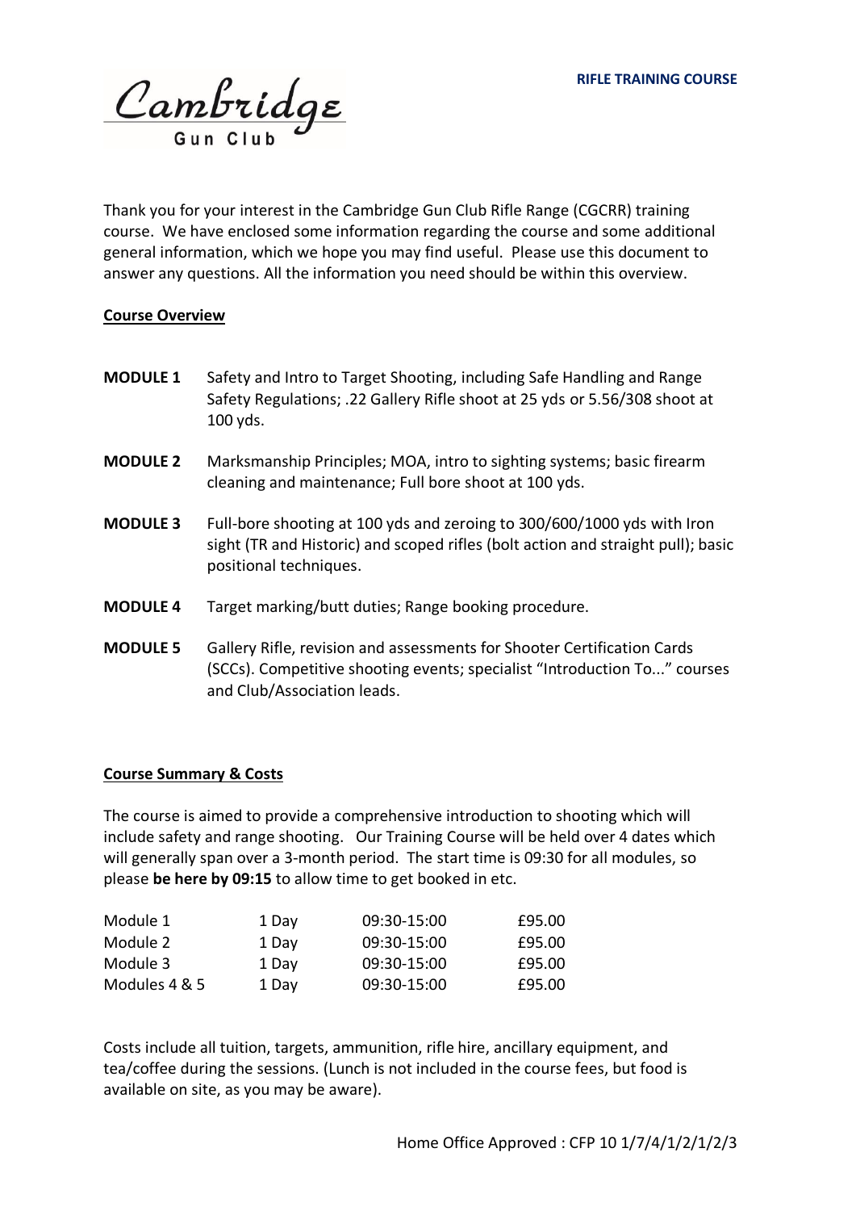**RIFLE TRAINING COURSE**

Cambridge Gun Club

Thank you for your interest in the Cambridge Gun Club Rifle Range (CGCRR) training course. We have enclosed some information regarding the course and some additional general information, which we hope you may find useful. Please use this document to answer any questions. All the information you need should be within this overview.

**Course Overview**

**MODULE 1** Safety and Intro to Target Shooting, including Safe Handling and Range Safety Regulations; .22 Gallery Rifle shoot at 25 yds or 5.56/308 shoot at 100 yds.

**MODULE 2** Marksmanship Principles; MOA, intro to sighting systems; basic firearm cleaning and maintenance; Full bore shoot at 100 yds.

**MODULE 3** Full-bore shooting at 100 yds and zeroing to 300/600/1000 yds with Iron sight (TR and Historic) and scoped rifles (bolt action and straight pull); basic positional techniques.

**MODULE 4** Target marking/butt duties; Range booking procedure.

**MODULE 5** Gallery Rifle, revision and assessments for Shooter Certification Cards (SCCs). Competitive shooting events; specialist "Introduction To..." courses and Club/Association leads.

**Course Summary & Costs**

The course is aimed to provide a comprehensive introduction to shooting which will include safety and range shooting. Our Training Course will be held over 4 dates which will generally span over a 3-month period. The start time is 09:30 for all modules, so please **be here by 09:15** to allow time to get booked in etc.

| Module | Duration | Time | Cost |
|---|---|---|---|
| Module 1 | 1 Day | 09:30-15:00 | £95.00 |
| Module 2 | 1 Day | 09:30-15:00 | £95.00 |
| Module 3 | 1 Day | 09:30-15:00 | £95.00 |
| Modules 4 & 5 | 1 Day | 09:30-15:00 | £95.00 |

Costs include all tuition, targets, ammunition, rifle hire, ancillary equipment, and tea/coffee during the sessions. (Lunch is not included in the course fees, but food is available on site, as you may be aware).

Home Office Approved : CFP 10 1/7/4/1/2/1/2/3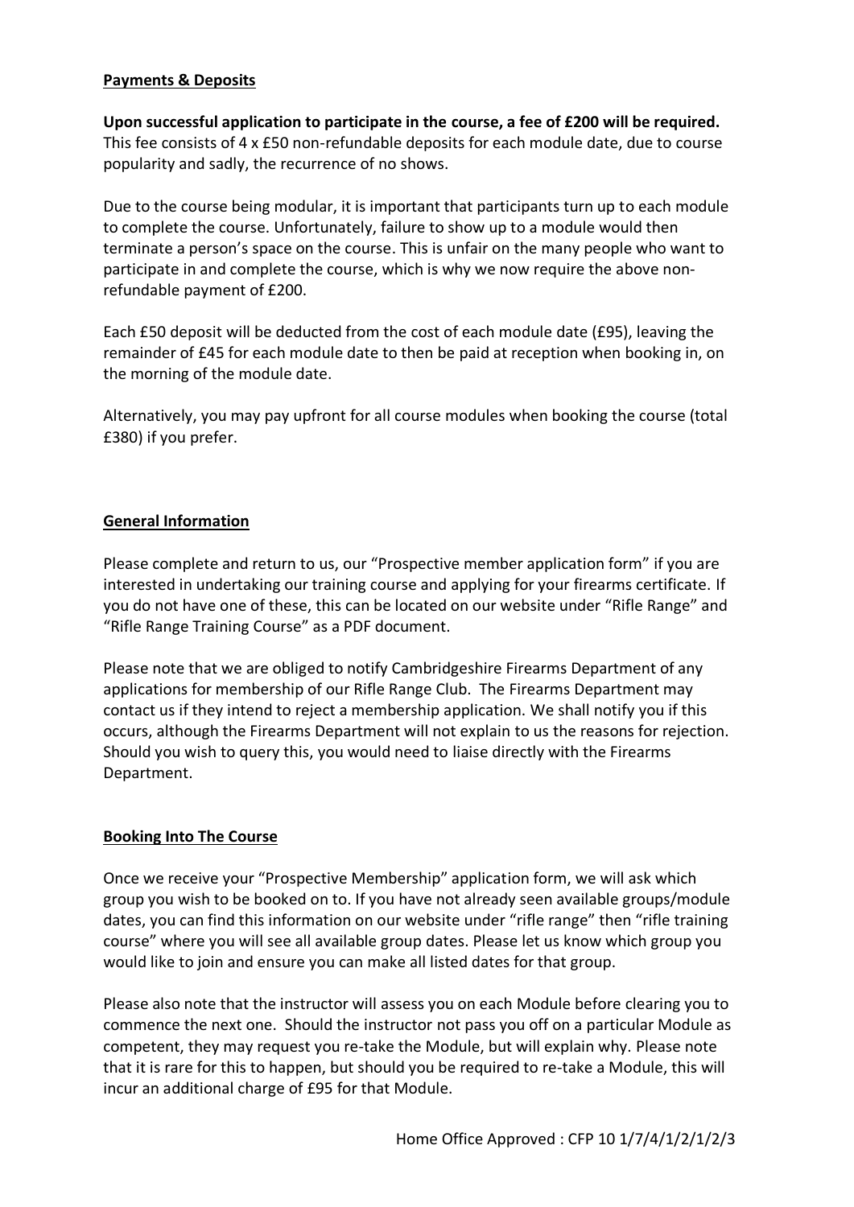**Payments & Deposits**

**Upon successful application to participate in the course, a fee of £200 will be required.** This fee consists of 4 x £50 non-refundable deposits for each module date, due to course popularity and sadly, the recurrence of no shows.

Due to the course being modular, it is important that participants turn up to each module to complete the course. Unfortunately, failure to show up to a module would then terminate a person's space on the course. This is unfair on the many people who want to participate in and complete the course, which is why we now require the above non-refundable payment of £200.

Each £50 deposit will be deducted from the cost of each module date (£95), leaving the remainder of £45 for each module date to then be paid at reception when booking in, on the morning of the module date.

Alternatively, you may pay upfront for all course modules when booking the course (total £380) if you prefer.

**General Information**

Please complete and return to us, our "Prospective member application form" if you are interested in undertaking our training course and applying for your firearms certificate. If you do not have one of these, this can be located on our website under "Rifle Range" and "Rifle Range Training Course" as a PDF document.

Please note that we are obliged to notify Cambridgeshire Firearms Department of any applications for membership of our Rifle Range Club. The Firearms Department may contact us if they intend to reject a membership application. We shall notify you if this occurs, although the Firearms Department will not explain to us the reasons for rejection. Should you wish to query this, you would need to liaise directly with the Firearms Department.

**Booking Into The Course**

Once we receive your "Prospective Membership" application form, we will ask which group you wish to be booked on to. If you have not already seen available groups/module dates, you can find this information on our website under "rifle range" then "rifle training course" where you will see all available group dates. Please let us know which group you would like to join and ensure you can make all listed dates for that group.

Please also note that the instructor will assess you on each Module before clearing you to commence the next one. Should the instructor not pass you off on a particular Module as competent, they may request you re-take the Module, but will explain why. Please note that it is rare for this to happen, but should you be required to re-take a Module, this will incur an additional charge of £95 for that Module.

Home Office Approved : CFP 10 1/7/4/1/2/1/2/3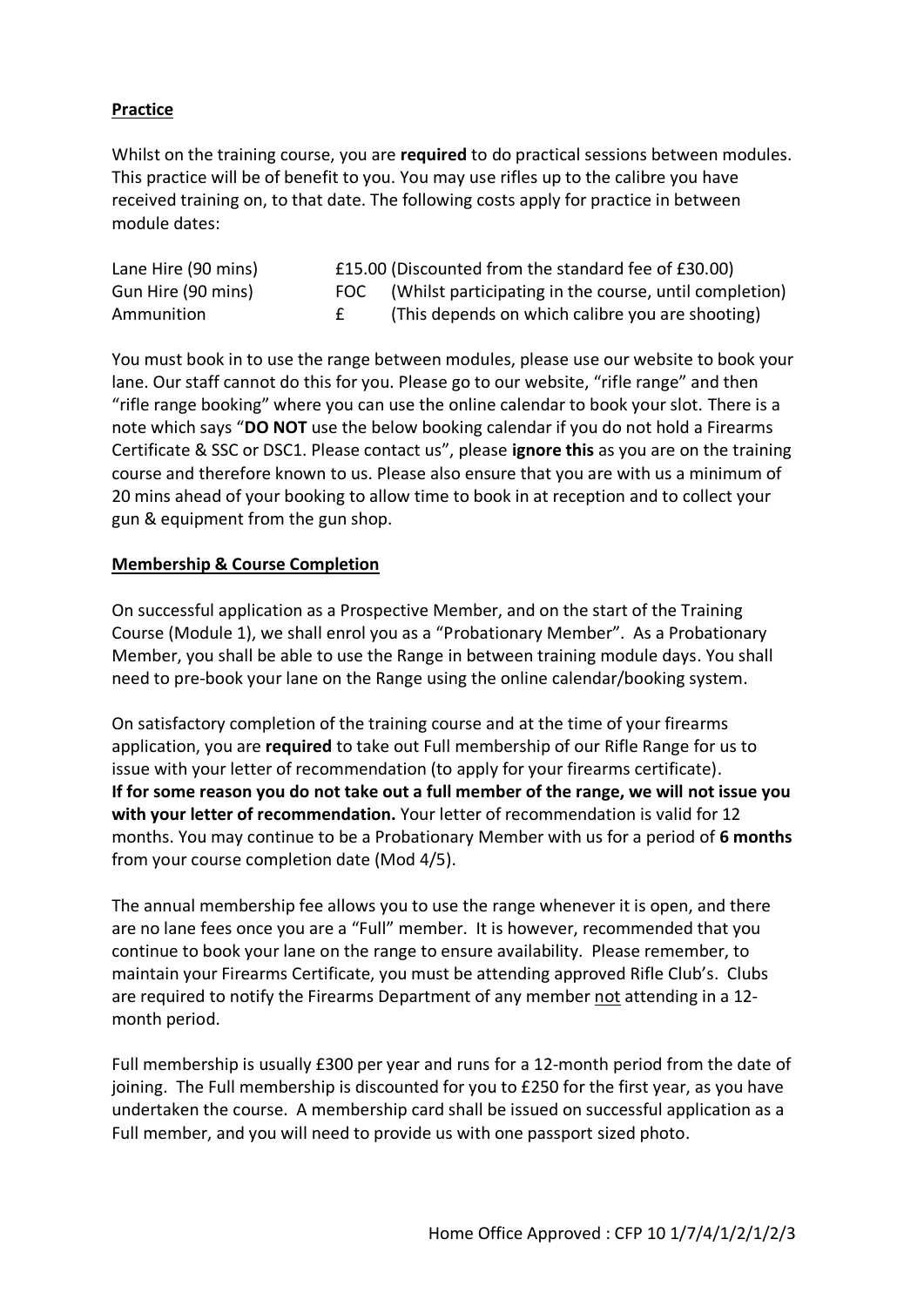**Practice**

Whilst on the training course, you are **required** to do practical sessions between modules. This practice will be of benefit to you. You may use rifles up to the calibre you have received training on, to that date. The following costs apply for practice in between module dates:

| | | |
|---|---|---|
| Lane Hire (90 mins) | £15.00 | (Discounted from the standard fee of £30.00) |
| Gun Hire (90 mins) | FOC | (Whilst participating in the course, until completion) |
| Ammunition | £ | (This depends on which calibre you are shooting) |

You must book in to use the range between modules, please use our website to book your lane. Our staff cannot do this for you. Please go to our website, "rifle range" and then "rifle range booking" where you can use the online calendar to book your slot. There is a note which says "**DO NOT** use the below booking calendar if you do not hold a Firearms Certificate & SSC or DSC1. Please contact us", please **ignore this** as you are on the training course and therefore known to us. Please also ensure that you are with us a minimum of 20 mins ahead of your booking to allow time to book in at reception and to collect your gun & equipment from the gun shop.

**Membership & Course Completion**

On successful application as a Prospective Member, and on the start of the Training Course (Module 1), we shall enrol you as a "Probationary Member". As a Probationary Member, you shall be able to use the Range in between training module days. You shall need to pre-book your lane on the Range using the online calendar/booking system.

On satisfactory completion of the training course and at the time of your firearms application, you are **required** to take out Full membership of our Rifle Range for us to issue with your letter of recommendation (to apply for your firearms certificate). **If for some reason you do not take out a full member of the range, we will not issue you with your letter of recommendation.** Your letter of recommendation is valid for 12 months. You may continue to be a Probationary Member with us for a period of **6 months** from your course completion date (Mod 4/5).

The annual membership fee allows you to use the range whenever it is open, and there are no lane fees once you are a "Full" member. It is however, recommended that you continue to book your lane on the range to ensure availability. Please remember, to maintain your Firearms Certificate, you must be attending approved Rifle Club's. Clubs are required to notify the Firearms Department of any member not attending in a 12-month period.

Full membership is usually £300 per year and runs for a 12-month period from the date of joining. The Full membership is discounted for you to £250 for the first year, as you have undertaken the course. A membership card shall be issued on successful application as a Full member, and you will need to provide us with one passport sized photo.

Home Office Approved : CFP 10 1/7/4/1/2/1/2/3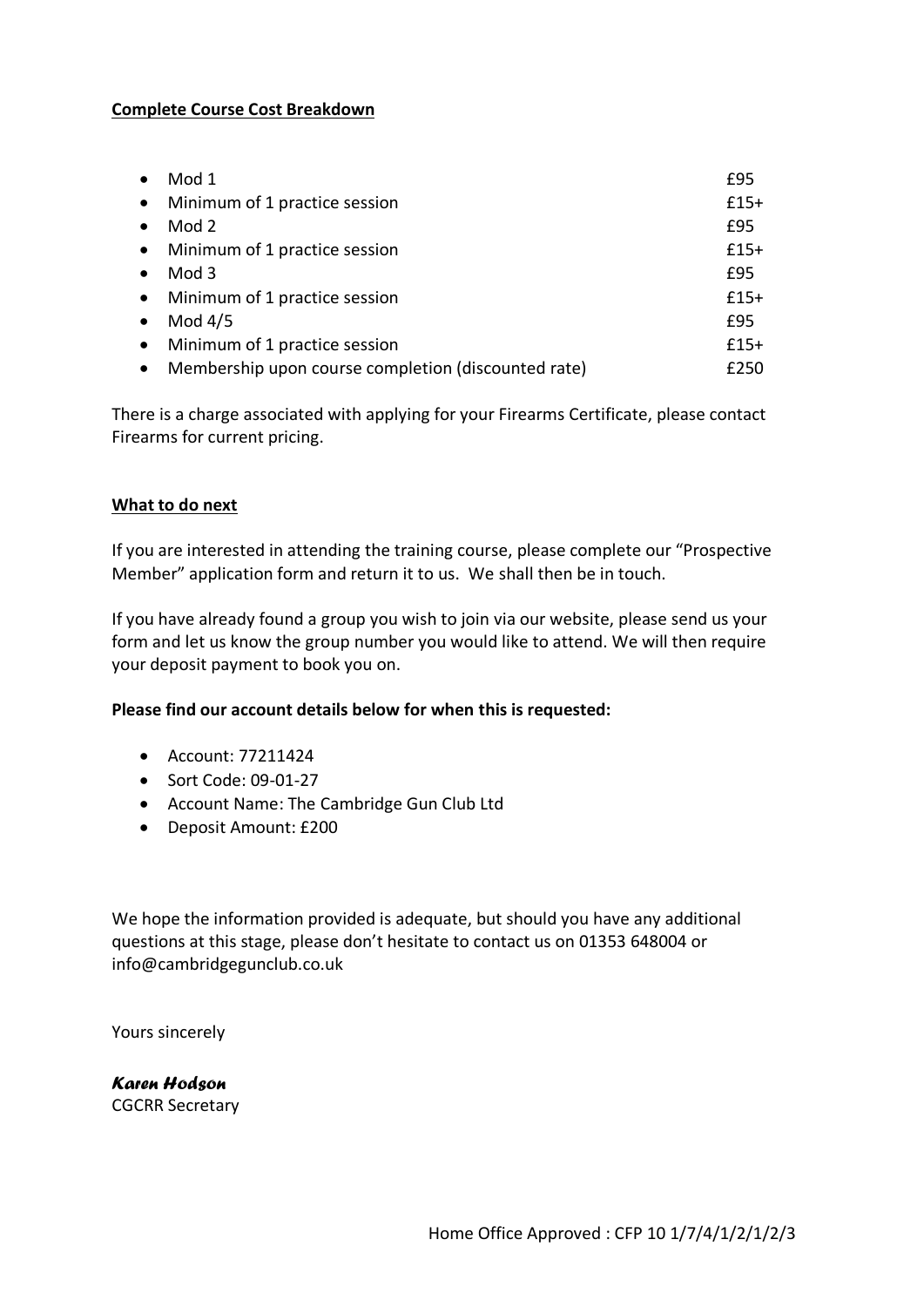**Complete Course Cost Breakdown**

| | |
|---|---|
| • Mod 1 | £95 |
| • Minimum of 1 practice session | £15+ |
| • Mod 2 | £95 |
| • Minimum of 1 practice session | £15+ |
| • Mod 3 | £95 |
| • Minimum of 1 practice session | £15+ |
| • Mod 4/5 | £95 |
| • Minimum of 1 practice session | £15+ |
| • Membership upon course completion (discounted rate) | £250 |

There is a charge associated with applying for your Firearms Certificate, please contact Firearms for current pricing.

**What to do next**

If you are interested in attending the training course, please complete our "Prospective Member" application form and return it to us. We shall then be in touch.

If you have already found a group you wish to join via our website, please send us your form and let us know the group number you would like to attend. We will then require your deposit payment to book you on.

**Please find our account details below for when this is requested:**

- Account: 77211424
- Sort Code: 09-01-27
- Account Name: The Cambridge Gun Club Ltd
- Deposit Amount: £200

We hope the information provided is adequate, but should you have any additional questions at this stage, please don't hesitate to contact us on 01353 648004 or info@cambridgegunclub.co.uk

Yours sincerely

***Karen Hodson***
CGCRR Secretary

Home Office Approved : CFP 10 1/7/4/1/2/1/2/3